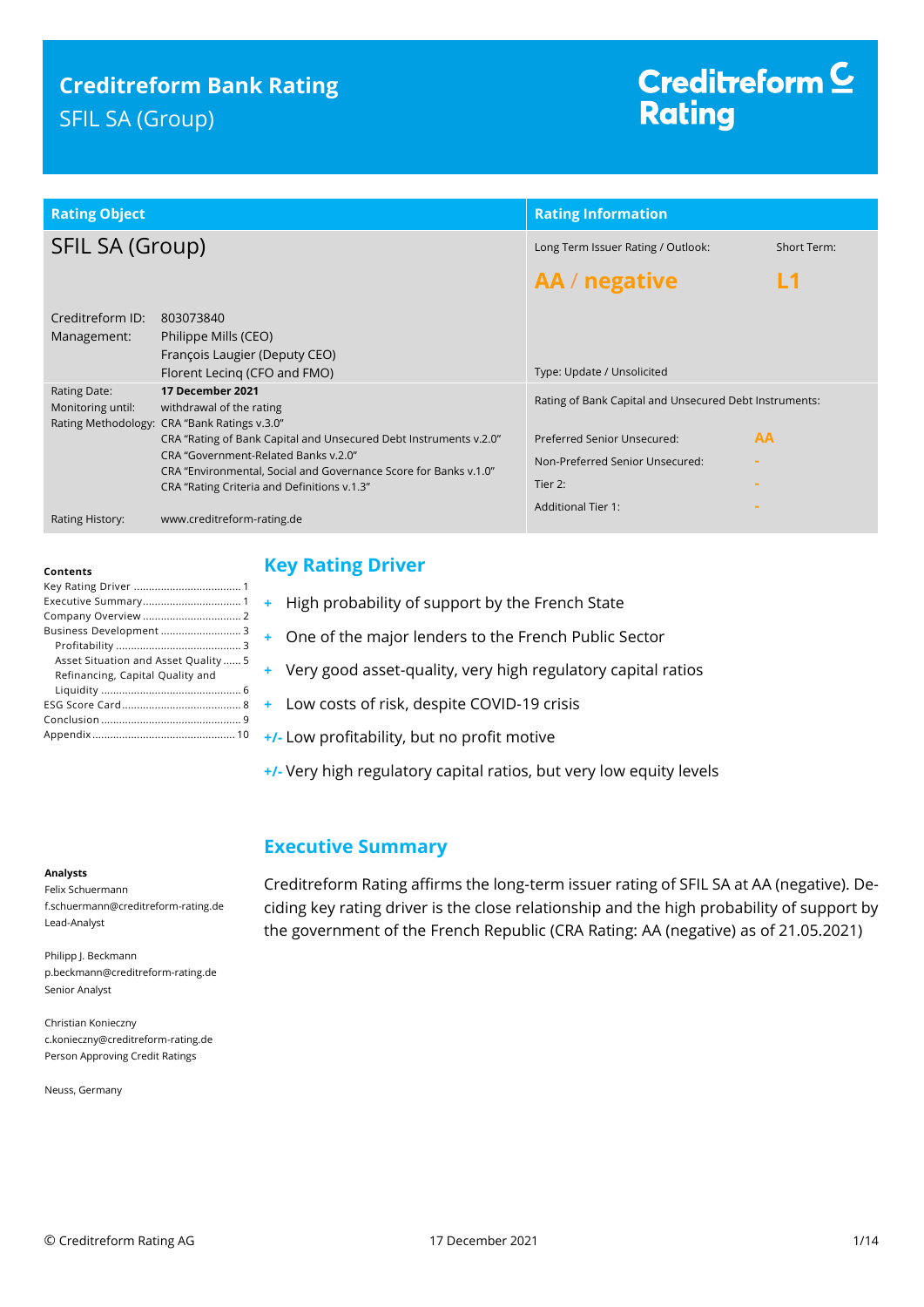# Creditreform Bank Rating

SFIL SA (Group)

Creditreform Rating

| Rating Object | | Rating Information | |
|---|---|---|---|
| **SFIL SA (Group)** | | Long Term Issuer Rating / Outlook: | Short Term: |
| | | **AA / negative** | **L1** |
| Creditreform ID: | 803073840 | | |
| Management: | Philippe Mills (CEO)<br>François Laugier (Deputy CEO)<br>Florent Lecinq (CFO and FMO) | Type: Update / Unsolicited | |
| Rating Date: | **17 December 2021** | Rating of Bank Capital and Unsecured Debt Instruments: | |
| Monitoring until: | withdrawal of the rating | | |
| Rating Methodology: | CRA "Bank Ratings v.3.0"<br>CRA "Rating of Bank Capital and Unsecured Debt Instruments v.2.0"<br>CRA "Government-Related Banks v.2.0"<br>CRA "Environmental, Social and Governance Score for Banks v.1.0"<br>CRA "Rating Criteria and Definitions v.1.3" | Preferred Senior Unsecured: | AA |
| | | Non-Preferred Senior Unsecured: | - |
| | | Tier 2: | - |
| | | Additional Tier 1: | - |
| Rating History: | www.creditreform-rating.de | | |

**Contents**

- Key Rating Driver ..... 1
- Executive Summary ..... 1
- Company Overview ..... 2
- Business Development ..... 3
  - Profitability ..... 3
  - Asset Situation and Asset Quality ..... 5
  - Refinancing, Capital Quality and Liquidity ..... 6
- ESG Score Card ..... 8
- Conclusion ..... 9
- Appendix ..... 10

## Key Rating Driver

- \+ High probability of support by the French State
- \+ One of the major lenders to the French Public Sector
- \+ Very good asset-quality, very high regulatory capital ratios
- \+ Low costs of risk, despite COVID-19 crisis
- +/- Low profitability, but no profit motive
- +/- Very high regulatory capital ratios, but very low equity levels

## Executive Summary

Creditreform Rating affirms the long-term issuer rating of SFIL SA at AA (negative). Deciding key rating driver is the close relationship and the high probability of support by the government of the French Republic (CRA Rating: AA (negative) as of 21.05.2021)

**Analysts**

Felix Schuermann
f.schuermann@creditreform-rating.de
Lead-Analyst

Philipp J. Beckmann
p.beckmann@creditreform-rating.de
Senior Analyst

Christian Konieczny
c.konieczny@creditreform-rating.de
Person Approving Credit Ratings

Neuss, Germany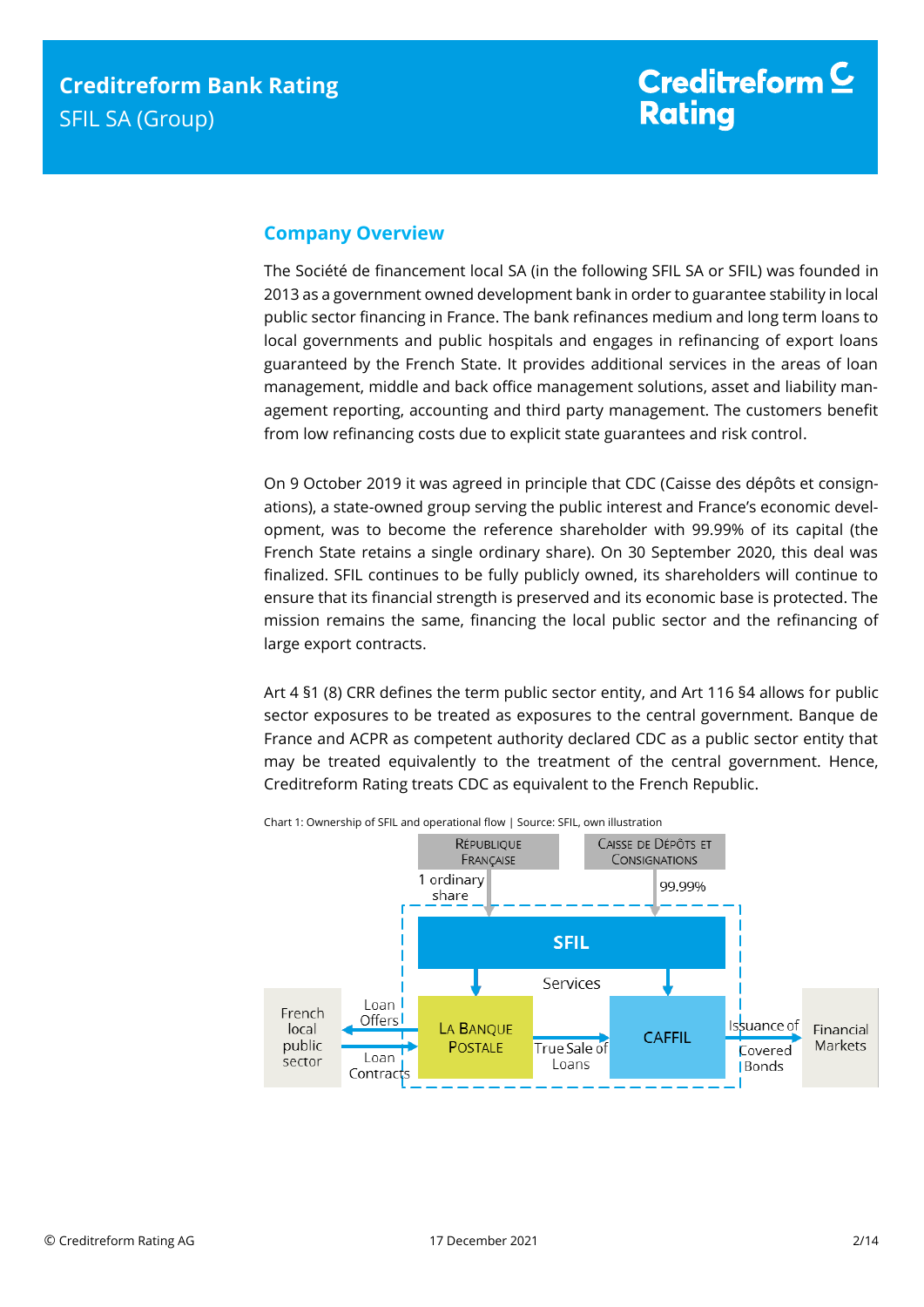## Company Overview

The Société de financement local SA (in the following SFIL SA or SFIL) was founded in 2013 as a government owned development bank in order to guarantee stability in local public sector financing in France. The bank refinances medium and long term loans to local governments and public hospitals and engages in refinancing of export loans guaranteed by the French State. It provides additional services in the areas of loan management, middle and back office management solutions, asset and liability management reporting, accounting and third party management. The customers benefit from low refinancing costs due to explicit state guarantees and risk control.

On 9 October 2019 it was agreed in principle that CDC (Caisse des dépôts et consignations), a state-owned group serving the public interest and France's economic development, was to become the reference shareholder with 99.99% of its capital (the French State retains a single ordinary share). On 30 September 2020, this deal was finalized. SFIL continues to be fully publicly owned, its shareholders will continue to ensure that its financial strength is preserved and its economic base is protected. The mission remains the same, financing the local public sector and the refinancing of large export contracts.

Art 4 §1 (8) CRR defines the term public sector entity, and Art 116 §4 allows for public sector exposures to be treated as exposures to the central government. Banque de France and ACPR as competent authority declared CDC as a public sector entity that may be treated equivalently to the treatment of the central government. Hence, Creditreform Rating treats CDC as equivalent to the French Republic.

Chart 1: Ownership of SFIL and operational flow | Source: SFIL, own illustration

République Française — 1 ordinary share → SFIL

Caisse de Dépôts et Consignations — 99.99% → SFIL

SFIL — Services → La Banque Postale, CAFFIL

La Banque Postale — Loan Offers → French local public sector

French local public sector — Loan Contracts → La Banque Postale

La Banque Postale — True Sale of Loans → CAFFIL

CAFFIL — Issuance of Covered Bonds → Financial Markets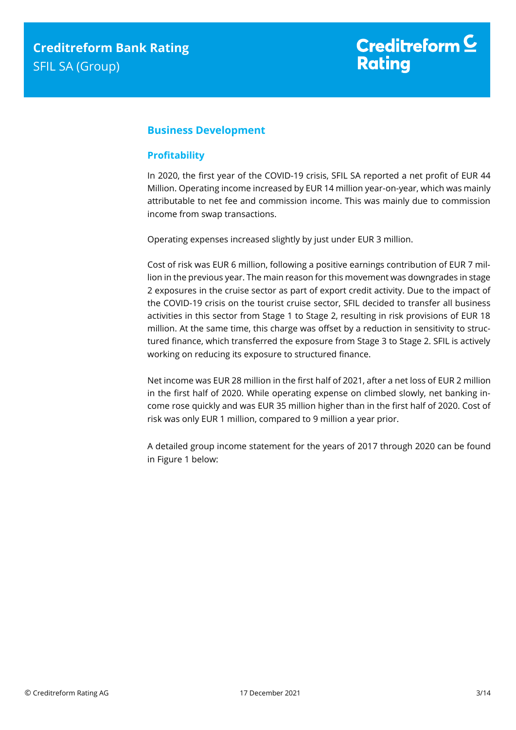## Business Development

### Profitability

In 2020, the first year of the COVID-19 crisis, SFIL SA reported a net profit of EUR 44 Million. Operating income increased by EUR 14 million year-on-year, which was mainly attributable to net fee and commission income. This was mainly due to commission income from swap transactions.

Operating expenses increased slightly by just under EUR 3 million.

Cost of risk was EUR 6 million, following a positive earnings contribution of EUR 7 million in the previous year. The main reason for this movement was downgrades in stage 2 exposures in the cruise sector as part of export credit activity. Due to the impact of the COVID-19 crisis on the tourist cruise sector, SFIL decided to transfer all business activities in this sector from Stage 1 to Stage 2, resulting in risk provisions of EUR 18 million. At the same time, this charge was offset by a reduction in sensitivity to structured finance, which transferred the exposure from Stage 3 to Stage 2. SFIL is actively working on reducing its exposure to structured finance.

Net income was EUR 28 million in the first half of 2021, after a net loss of EUR 2 million in the first half of 2020. While operating expense on climbed slowly, net banking income rose quickly and was EUR 35 million higher than in the first half of 2020. Cost of risk was only EUR 1 million, compared to 9 million a year prior.

A detailed group income statement for the years of 2017 through 2020 can be found in Figure 1 below: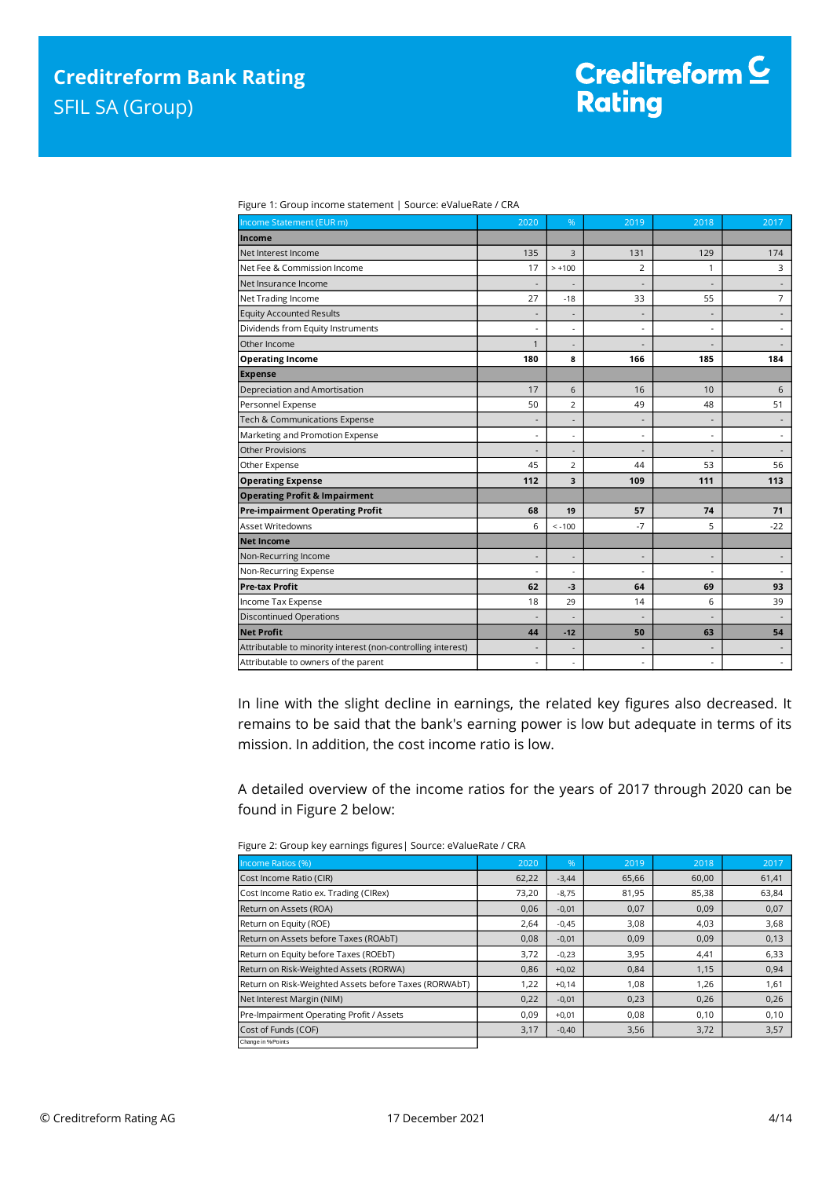Figure 1: Group income statement | Source: eValueRate / CRA

| Income Statement (EUR m) | 2020 | % | 2019 | 2018 | 2017 |
|---|---|---|---|---|---|
| **Income** | | | | | |
| Net Interest Income | 135 | 3 | 131 | 129 | 174 |
| Net Fee & Commission Income | 17 | > +100 | 2 | 1 | 3 |
| Net Insurance Income | - | - | - | - | - |
| Net Trading Income | 27 | -18 | 33 | 55 | 7 |
| Equity Accounted Results | - | - | - | - | - |
| Dividends from Equity Instruments | - | - | - | - | - |
| Other Income | 1 | - | - | - | - |
| **Operating Income** | **180** | **8** | **166** | **185** | **184** |
| **Expense** | | | | | |
| Depreciation and Amortisation | 17 | 6 | 16 | 10 | 6 |
| Personnel Expense | 50 | 2 | 49 | 48 | 51 |
| Tech & Communications Expense | - | - | - | - | - |
| Marketing and Promotion Expense | - | - | - | - | - |
| Other Provisions | - | - | - | - | - |
| Other Expense | 45 | 2 | 44 | 53 | 56 |
| **Operating Expense** | **112** | **3** | **109** | **111** | **113** |
| **Operating Profit & Impairment** | | | | | |
| **Pre-impairment Operating Profit** | **68** | **19** | **57** | **74** | **71** |
| Asset Writedowns | 6 | < -100 | -7 | 5 | -22 |
| **Net Income** | | | | | |
| Non-Recurring Income | - | - | - | - | - |
| Non-Recurring Expense | - | - | - | - | - |
| **Pre-tax Profit** | **62** | **-3** | **64** | **69** | **93** |
| Income Tax Expense | 18 | 29 | 14 | 6 | 39 |
| Discontinued Operations | - | - | - | - | - |
| **Net Profit** | **44** | **-12** | **50** | **63** | **54** |
| Attributable to minority interest (non-controlling interest) | - | - | - | - | - |
| Attributable to owners of the parent | - | - | - | - | - |

In line with the slight decline in earnings, the related key figures also decreased. It remains to be said that the bank's earning power is low but adequate in terms of its mission. In addition, the cost income ratio is low.

A detailed overview of the income ratios for the years of 2017 through 2020 can be found in Figure 2 below:

Figure 2: Group key earnings figures| Source: eValueRate / CRA

| Income Ratios (%) | 2020 | % | 2019 | 2018 | 2017 |
|---|---|---|---|---|---|
| Cost Income Ratio (CIR) | 62,22 | -3,44 | 65,66 | 60,00 | 61,41 |
| Cost Income Ratio ex. Trading (CIRex) | 73,20 | -8,75 | 81,95 | 85,38 | 63,84 |
| Return on Assets (ROA) | 0,06 | -0,01 | 0,07 | 0,09 | 0,07 |
| Return on Equity (ROE) | 2,64 | -0,45 | 3,08 | 4,03 | 3,68 |
| Return on Assets before Taxes (ROAbT) | 0,08 | -0,01 | 0,09 | 0,09 | 0,13 |
| Return on Equity before Taxes (ROEbT) | 3,72 | -0,23 | 3,95 | 4,41 | 6,33 |
| Return on Risk-Weighted Assets (RORWA) | 0,86 | +0,02 | 0,84 | 1,15 | 0,94 |
| Return on Risk-Weighted Assets before Taxes (RORWAbT) | 1,22 | +0,14 | 1,08 | 1,26 | 1,61 |
| Net Interest Margin (NIM) | 0,22 | -0,01 | 0,23 | 0,26 | 0,26 |
| Pre-Impairment Operating Profit / Assets | 0,09 | +0,01 | 0,08 | 0,10 | 0,10 |
| Cost of Funds (COF) | 3,17 | -0,40 | 3,56 | 3,72 | 3,57 |
| Change in %Points | | | | | |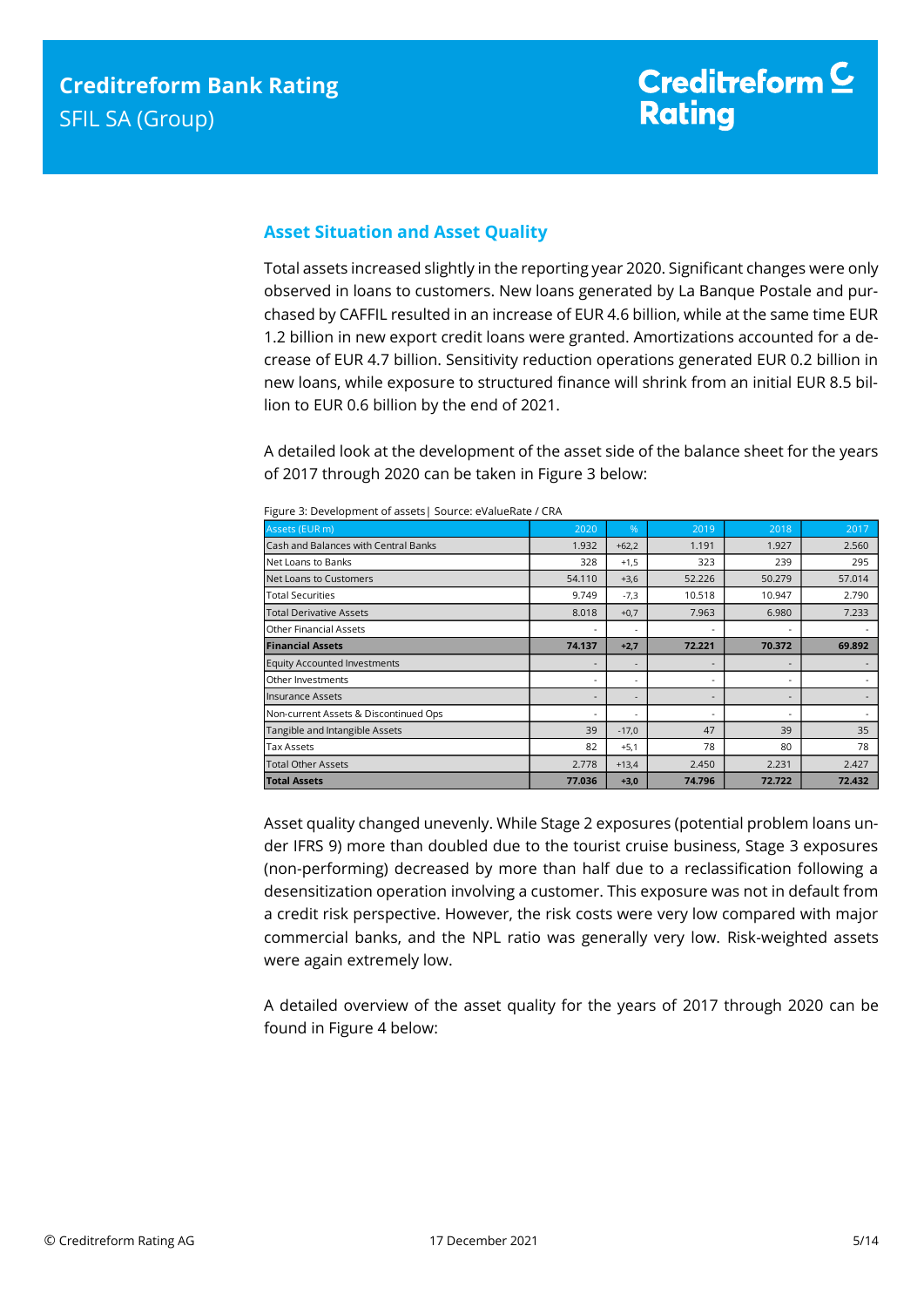## Asset Situation and Asset Quality

Total assets increased slightly in the reporting year 2020. Significant changes were only observed in loans to customers. New loans generated by La Banque Postale and purchased by CAFFIL resulted in an increase of EUR 4.6 billion, while at the same time EUR 1.2 billion in new export credit loans were granted. Amortizations accounted for a decrease of EUR 4.7 billion. Sensitivity reduction operations generated EUR 0.2 billion in new loans, while exposure to structured finance will shrink from an initial EUR 8.5 billion to EUR 0.6 billion by the end of 2021.

A detailed look at the development of the asset side of the balance sheet for the years of 2017 through 2020 can be taken in Figure 3 below:

Figure 3: Development of assets| Source: eValueRate / CRA

| Assets (EUR m) | 2020 | % | 2019 | 2018 | 2017 |
|---|---|---|---|---|---|
| Cash and Balances with Central Banks | 1.932 | +62,2 | 1.191 | 1.927 | 2.560 |
| Net Loans to Banks | 328 | +1,5 | 323 | 239 | 295 |
| Net Loans to Customers | 54.110 | +3,6 | 52.226 | 50.279 | 57.014 |
| Total Securities | 9.749 | -7,3 | 10.518 | 10.947 | 2.790 |
| Total Derivative Assets | 8.018 | +0,7 | 7.963 | 6.980 | 7.233 |
| Other Financial Assets | - | - | - | - | - |
| **Financial Assets** | **74.137** | **+2,7** | **72.221** | **70.372** | **69.892** |
| Equity Accounted Investments | - | - | - | - | - |
| Other Investments | - | - | - | - | - |
| Insurance Assets | - | - | - | - | - |
| Non-current Assets & Discontinued Ops | - | - | - | - | - |
| Tangible and Intangible Assets | 39 | -17,0 | 47 | 39 | 35 |
| Tax Assets | 82 | +5,1 | 78 | 80 | 78 |
| Total Other Assets | 2.778 | +13,4 | 2.450 | 2.231 | 2.427 |
| **Total Assets** | **77.036** | **+3,0** | **74.796** | **72.722** | **72.432** |

Asset quality changed unevenly. While Stage 2 exposures (potential problem loans under IFRS 9) more than doubled due to the tourist cruise business, Stage 3 exposures (non-performing) decreased by more than half due to a reclassification following a desensitization operation involving a customer. This exposure was not in default from a credit risk perspective. However, the risk costs were very low compared with major commercial banks, and the NPL ratio was generally very low. Risk-weighted assets were again extremely low.

A detailed overview of the asset quality for the years of 2017 through 2020 can be found in Figure 4 below: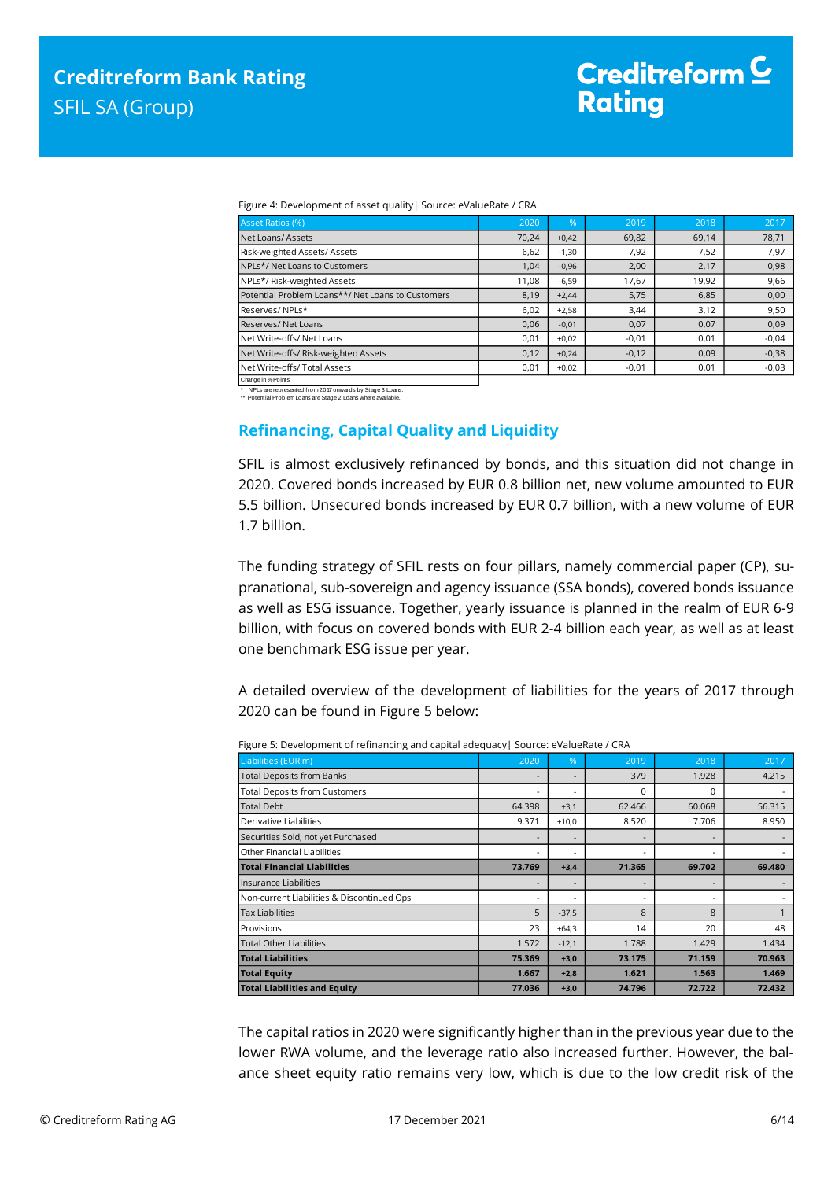Figure 4: Development of asset quality| Source: eValueRate / CRA

| Asset Ratios (%) | 2020 | % | 2019 | 2018 | 2017 |
|---|---|---|---|---|---|
| Net Loans/ Assets | 70,24 | +0,42 | 69,82 | 69,14 | 78,71 |
| Risk-weighted Assets/ Assets | 6,62 | -1,30 | 7,92 | 7,52 | 7,97 |
| NPLs*/ Net Loans to Customers | 1,04 | -0,96 | 2,00 | 2,17 | 0,98 |
| NPLs*/ Risk-weighted Assets | 11,08 | -6,59 | 17,67 | 19,92 | 9,66 |
| Potential Problem Loans**/ Net Loans to Customers | 8,19 | +2,44 | 5,75 | 6,85 | 0,00 |
| Reserves/ NPLs* | 6,02 | +2,58 | 3,44 | 3,12 | 9,50 |
| Reserves/ Net Loans | 0,06 | -0,01 | 0,07 | 0,07 | 0,09 |
| Net Write-offs/ Net Loans | 0,01 | +0,02 | -0,01 | 0,01 | -0,04 |
| Net Write-offs/ Risk-weighted Assets | 0,12 | +0,24 | -0,12 | 0,09 | -0,38 |
| Net Write-offs/ Total Assets | 0,01 | +0,02 | -0,01 | 0,01 | -0,03 |

Change in %Points

\* NPLs are represented from 2017 onwards by Stage 3 Loans.
\** Potential Problem Loans are Stage 2 Loans where available.

## Refinancing, Capital Quality and Liquidity

SFIL is almost exclusively refinanced by bonds, and this situation did not change in 2020. Covered bonds increased by EUR 0.8 billion net, new volume amounted to EUR 5.5 billion. Unsecured bonds increased by EUR 0.7 billion, with a new volume of EUR 1.7 billion.

The funding strategy of SFIL rests on four pillars, namely commercial paper (CP), supranational, sub-sovereign and agency issuance (SSA bonds), covered bonds issuance as well as ESG issuance. Together, yearly issuance is planned in the realm of EUR 6-9 billion, with focus on covered bonds with EUR 2-4 billion each year, as well as at least one benchmark ESG issue per year.

A detailed overview of the development of liabilities for the years of 2017 through 2020 can be found in Figure 5 below:

Figure 5: Development of refinancing and capital adequacy| Source: eValueRate / CRA

| Liabilities (EUR m) | 2020 | % | 2019 | 2018 | 2017 |
|---|---|---|---|---|---|
| Total Deposits from Banks | - | - | 379 | 1.928 | 4.215 |
| Total Deposits from Customers | - | - | 0 | 0 | - |
| Total Debt | 64.398 | +3,1 | 62.466 | 60.068 | 56.315 |
| Derivative Liabilities | 9.371 | +10,0 | 8.520 | 7.706 | 8.950 |
| Securities Sold, not yet Purchased | - | - | - | - | - |
| Other Financial Liabilities | - | - | - | - | - |
| **Total Financial Liabilities** | **73.769** | **+3,4** | **71.365** | **69.702** | **69.480** |
| Insurance Liabilities | - | - | - | - | - |
| Non-current Liabilities & Discontinued Ops | - | - | - | - | - |
| Tax Liabilities | 5 | -37,5 | 8 | 8 | 1 |
| Provisions | 23 | +64,3 | 14 | 20 | 48 |
| Total Other Liabilities | 1.572 | -12,1 | 1.788 | 1.429 | 1.434 |
| **Total Liabilities** | **75.369** | **+3,0** | **73.175** | **71.159** | **70.963** |
| **Total Equity** | **1.667** | **+2,8** | **1.621** | **1.563** | **1.469** |
| **Total Liabilities and Equity** | **77.036** | **+3,0** | **74.796** | **72.722** | **72.432** |

The capital ratios in 2020 were significantly higher than in the previous year due to the lower RWA volume, and the leverage ratio also increased further. However, the balance sheet equity ratio remains very low, which is due to the low credit risk of the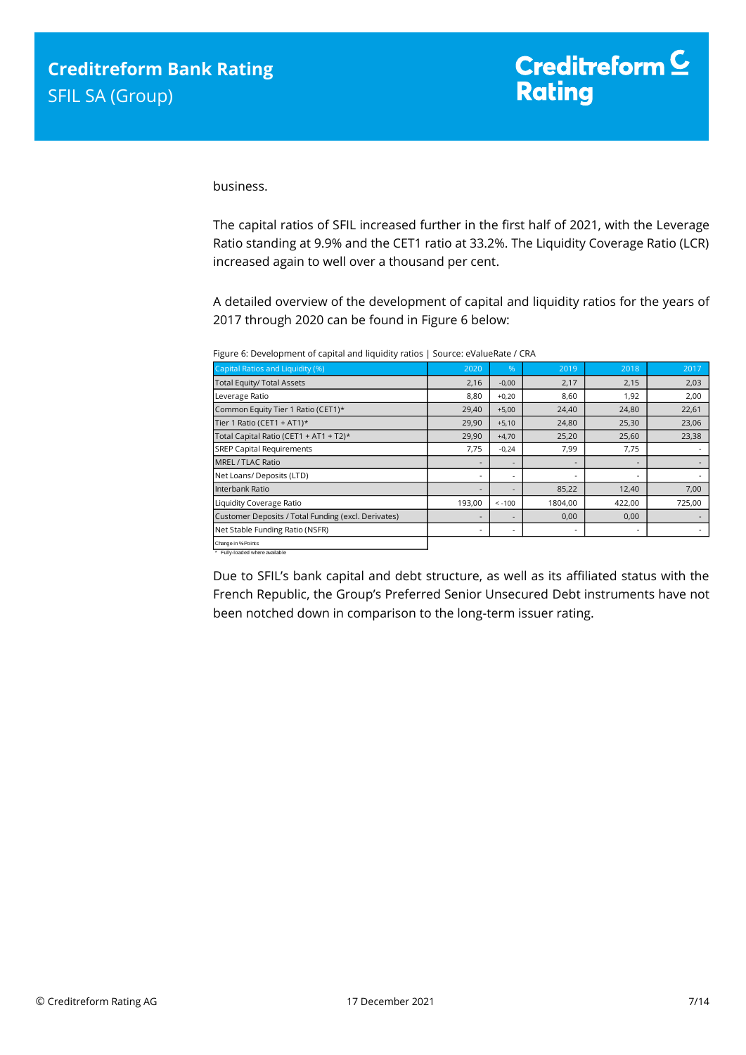business.

The capital ratios of SFIL increased further in the first half of 2021, with the Leverage Ratio standing at 9.9% and the CET1 ratio at 33.2%. The Liquidity Coverage Ratio (LCR) increased again to well over a thousand per cent.

A detailed overview of the development of capital and liquidity ratios for the years of 2017 through 2020 can be found in Figure 6 below:

Figure 6: Development of capital and liquidity ratios | Source: eValueRate / CRA

| Capital Ratios and Liquidity (%) | 2020 | % | 2019 | 2018 | 2017 |
|---|---|---|---|---|---|
| Total Equity/ Total Assets | 2,16 | -0,00 | 2,17 | 2,15 | 2,03 |
| Leverage Ratio | 8,80 | +0,20 | 8,60 | 1,92 | 2,00 |
| Common Equity Tier 1 Ratio (CET1)* | 29,40 | +5,00 | 24,40 | 24,80 | 22,61 |
| Tier 1 Ratio (CET1 + AT1)* | 29,90 | +5,10 | 24,80 | 25,30 | 23,06 |
| Total Capital Ratio (CET1 + AT1 + T2)* | 29,90 | +4,70 | 25,20 | 25,60 | 23,38 |
| SREP Capital Requirements | 7,75 | -0,24 | 7,99 | 7,75 | - |
| MREL / TLAC Ratio | - | - | - | - | - |
| Net Loans/ Deposits (LTD) | - | - | - | - | - |
| Interbank Ratio | - | - | 85,22 | 12,40 | 7,00 |
| Liquidity Coverage Ratio | 193,00 | < -100 | 1804,00 | 422,00 | 725,00 |
| Customer Deposits / Total Funding (excl. Derivates) | - | - | 0,00 | 0,00 | - |
| Net Stable Funding Ratio (NSFR) | - | - | - | - | - |

Change in %-Points
* Fully-loaded where available

Due to SFIL's bank capital and debt structure, as well as its affiliated status with the French Republic, the Group's Preferred Senior Unsecured Debt instruments have not been notched down in comparison to the long-term issuer rating.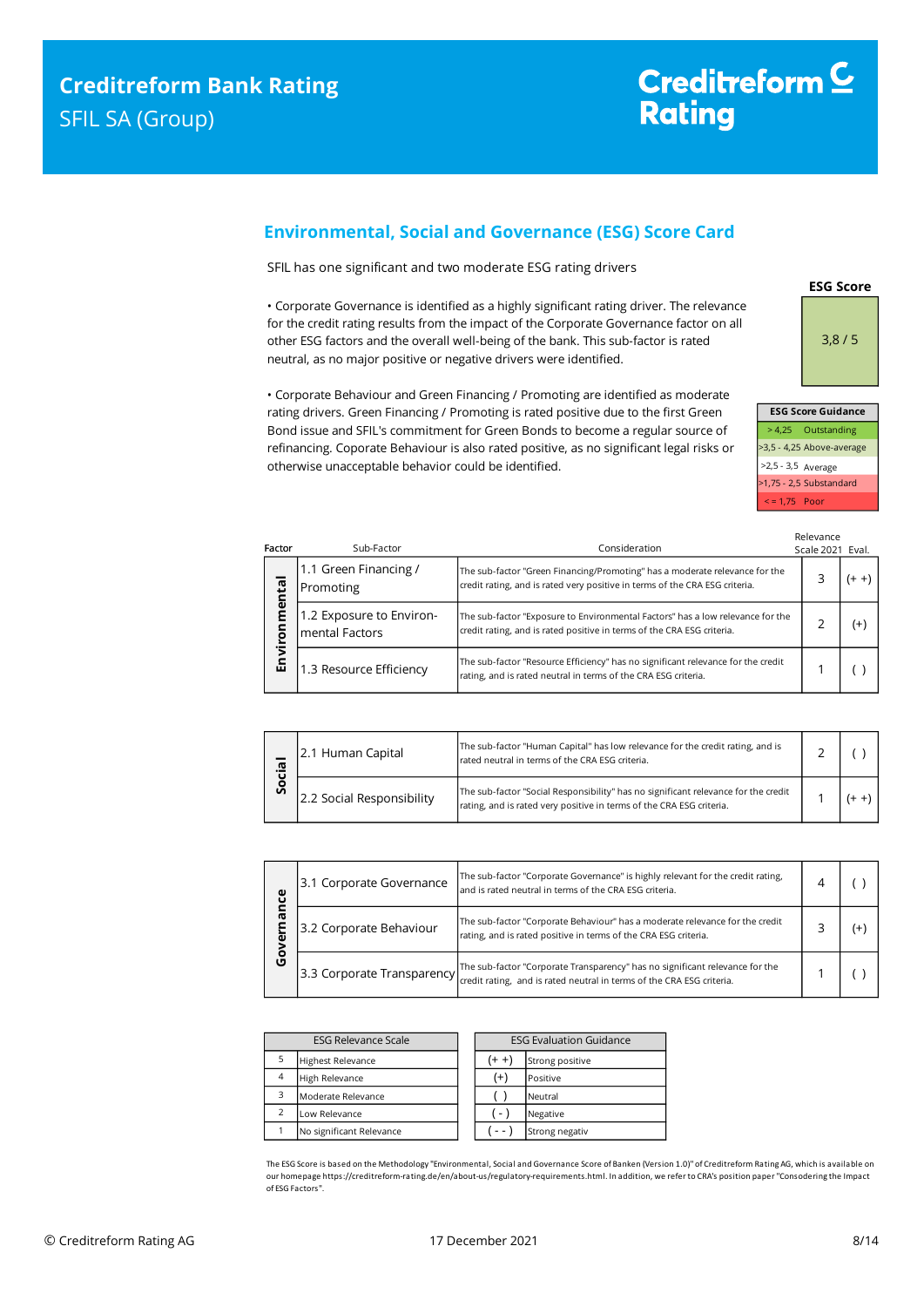## Environmental, Social and Governance (ESG) Score Card

SFIL has one significant and two moderate ESG rating drivers

- Corporate Governance is identified as a highly significant rating driver. The relevance for the credit rating results from the impact of the Corporate Governance factor on all other ESG factors and the overall well-being of the bank. This sub-factor is rated neutral, as no major positive or negative drivers were identified.

- Corporate Behaviour and Green Financing / Promoting are identified as moderate rating drivers. Green Financing / Promoting is rated positive due to the first Green Bond issue and SFIL's commitment for Green Bonds to become a regular source of refinancing. Coporate Behaviour is also rated positive, as no significant legal risks or otherwise unacceptable behavior could be identified.

| ESG Score |
|---|
| 3,8 / 5 |

| ESG Score Guidance | |
|---|---|
| > 4,25 | Outstanding |
| >3,5 - 4,25 | Above-average |
| >2,5 - 3,5 | Average |
| >1,75 - 2,5 | Substandard |
| < = 1,75 | Poor |

| Factor | Sub-Factor | Consideration | Relevance Scale 2021 | Eval. |
|---|---|---|---|---|
| Environmental | 1.1 Green Financing / Promoting | The sub-factor "Green Financing/Promoting" has a moderate relevance for the credit rating, and is rated very positive in terms of the CRA ESG criteria. | 3 | (+ +) |
| | 1.2 Exposure to Environ-mental Factors | The sub-factor "Exposure to Environmental Factors" has a low relevance for the credit rating, and is rated positive in terms of the CRA ESG criteria. | 2 | (+) |
| | 1.3 Resource Efficiency | The sub-factor "Resource Efficiency" has no significant relevance for the credit rating, and is rated neutral in terms of the CRA ESG criteria. | 1 | ( ) |
| Social | 2.1 Human Capital | The sub-factor "Human Capital" has low relevance for the credit rating, and is rated neutral in terms of the CRA ESG criteria. | 2 | ( ) |
| | 2.2 Social Responsibility | The sub-factor "Social Responsibility" has no significant relevance for the credit rating, and is rated very positive in terms of the CRA ESG criteria. | 1 | (+ +) |
| Governance | 3.1 Corporate Governance | The sub-factor "Corporate Governance" is highly relevant for the credit rating, and is rated neutral in terms of the CRA ESG criteria. | 4 | ( ) |
| | 3.2 Corporate Behaviour | The sub-factor "Corporate Behaviour" has a moderate relevance for the credit rating, and is rated positive in terms of the CRA ESG criteria. | 3 | (+) |
| | 3.3 Corporate Transparency | The sub-factor "Corporate Transparency" has no significant relevance for the credit rating, and is rated neutral in terms of the CRA ESG criteria. | 1 | ( ) |

| ESG Relevance Scale | |
|---|---|
| 5 | Highest Relevance |
| 4 | High Relevance |
| 3 | Moderate Relevance |
| 2 | Low Relevance |
| 1 | No significant Relevance |

| ESG Evaluation Guidance | |
|---|---|
| (+ +) | Strong positive |
| (+) | Positive |
| ( ) | Neutral |
| ( - ) | Negative |
| ( - - ) | Strong negativ |

The ESG Score is based on the Methodology "Environmental, Social and Governance Score of Banken (Version 1.0)" of Creditreform Rating AG, which is available on our homepage https://creditreform-rating.de/en/about-us/regulatory-requirements.html. In addition, we refer to CRA's position paper "Consodering the Impact of ESG Factors".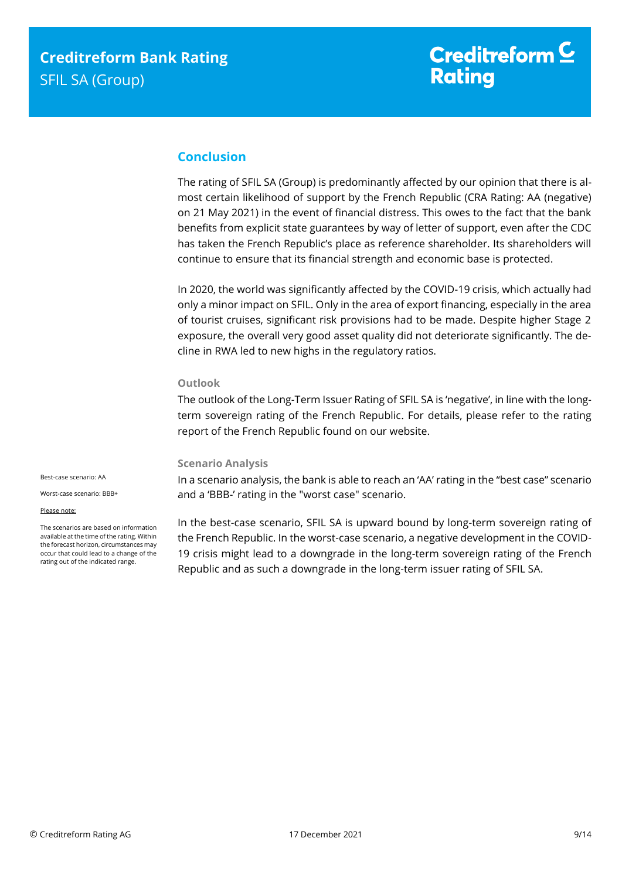## Conclusion

The rating of SFIL SA (Group) is predominantly affected by our opinion that there is almost certain likelihood of support by the French Republic (CRA Rating: AA (negative) on 21 May 2021) in the event of financial distress. This owes to the fact that the bank benefits from explicit state guarantees by way of letter of support, even after the CDC has taken the French Republic's place as reference shareholder. Its shareholders will continue to ensure that its financial strength and economic base is protected.

In 2020, the world was significantly affected by the COVID-19 crisis, which actually had only a minor impact on SFIL. Only in the area of export financing, especially in the area of tourist cruises, significant risk provisions had to be made. Despite higher Stage 2 exposure, the overall very good asset quality did not deteriorate significantly. The decline in RWA led to new highs in the regulatory ratios.

### Outlook

The outlook of the Long-Term Issuer Rating of SFIL SA is 'negative', in line with the long-term sovereign rating of the French Republic. For details, please refer to the rating report of the French Republic found on our website.

### Scenario Analysis

Best-case scenario: AA

Worst-case scenario: BBB+

Please note:

The scenarios are based on information available at the time of the rating. Within the forecast horizon, circumstances may occur that could lead to a change of the rating out of the indicated range.

In a scenario analysis, the bank is able to reach an 'AA' rating in the "best case" scenario and a 'BBB-' rating in the "worst case" scenario.

In the best-case scenario, SFIL SA is upward bound by long-term sovereign rating of the French Republic. In the worst-case scenario, a negative development in the COVID-19 crisis might lead to a downgrade in the long-term sovereign rating of the French Republic and as such a downgrade in the long-term issuer rating of SFIL SA.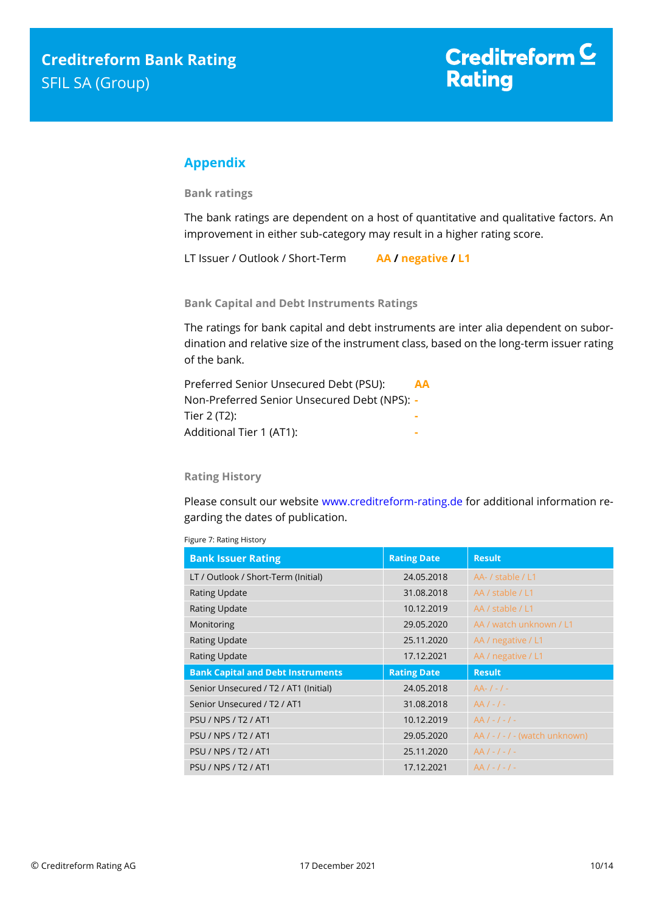## Appendix

### Bank ratings

The bank ratings are dependent on a host of quantitative and qualitative factors. An improvement in either sub-category may result in a higher rating score.

LT Issuer / Outlook / Short-Term **AA / negative / L1**

### Bank Capital and Debt Instruments Ratings

The ratings for bank capital and debt instruments are inter alia dependent on subordination and relative size of the instrument class, based on the long-term issuer rating of the bank.

Preferred Senior Unsecured Debt (PSU): **AA**
Non-Preferred Senior Unsecured Debt (NPS): **-**
Tier 2 (T2): **-**
Additional Tier 1 (AT1): **-**

### Rating History

Please consult our website www.creditreform-rating.de for additional information regarding the dates of publication.

Figure 7: Rating History

| Bank Issuer Rating | Rating Date | Result |
|---|---|---|
| LT / Outlook / Short-Term (Initial) | 24.05.2018 | AA- / stable / L1 |
| Rating Update | 31.08.2018 | AA / stable / L1 |
| Rating Update | 10.12.2019 | AA / stable / L1 |
| Monitoring | 29.05.2020 | AA / watch unknown / L1 |
| Rating Update | 25.11.2020 | AA / negative / L1 |
| Rating Update | 17.12.2021 | AA / negative / L1 |
| **Bank Capital and Debt Instruments** | **Rating Date** | **Result** |
| Senior Unsecured / T2 / AT1 (Initial) | 24.05.2018 | AA- / - / - |
| Senior Unsecured / T2 / AT1 | 31.08.2018 | AA / - / - |
| PSU / NPS / T2 / AT1 | 10.12.2019 | AA / - / - / - |
| PSU / NPS / T2 / AT1 | 29.05.2020 | AA / - / - / - (watch unknown) |
| PSU / NPS / T2 / AT1 | 25.11.2020 | AA / - / - / - |
| PSU / NPS / T2 / AT1 | 17.12.2021 | AA / - / - / - |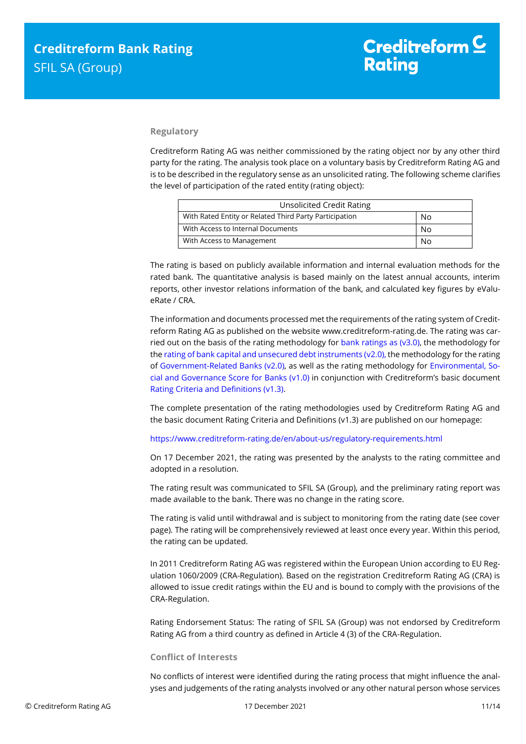### Regulatory

Creditreform Rating AG was neither commissioned by the rating object nor by any other third party for the rating. The analysis took place on a voluntary basis by Creditreform Rating AG and is to be described in the regulatory sense as an unsolicited rating. The following scheme clarifies the level of participation of the rated entity (rating object):

| Unsolicited Credit Rating | |
|---|---|
| With Rated Entity or Related Third Party Participation | No |
| With Access to Internal Documents | No |
| With Access to Management | No |

The rating is based on publicly available information and internal evaluation methods for the rated bank. The quantitative analysis is based mainly on the latest annual accounts, interim reports, other investor relations information of the bank, and calculated key figures by eValueRate / CRA.

The information and documents processed met the requirements of the rating system of Creditreform Rating AG as published on the website www.creditreform-rating.de. The rating was carried out on the basis of the rating methodology for bank ratings as (v3.0), the methodology for the rating of bank capital and unsecured debt instruments (v2.0), the methodology for the rating of Government-Related Banks (v2.0), as well as the rating methodology for Environmental, Social and Governance Score for Banks (v1.0) in conjunction with Creditreform's basic document Rating Criteria and Definitions (v1.3).

The complete presentation of the rating methodologies used by Creditreform Rating AG and the basic document Rating Criteria and Definitions (v1.3) are published on our homepage:

https://www.creditreform-rating.de/en/about-us/regulatory-requirements.html

On 17 December 2021, the rating was presented by the analysts to the rating committee and adopted in a resolution.

The rating result was communicated to SFIL SA (Group), and the preliminary rating report was made available to the bank. There was no change in the rating score.

The rating is valid until withdrawal and is subject to monitoring from the rating date (see cover page). The rating will be comprehensively reviewed at least once every year. Within this period, the rating can be updated.

In 2011 Creditreform Rating AG was registered within the European Union according to EU Regulation 1060/2009 (CRA-Regulation). Based on the registration Creditreform Rating AG (CRA) is allowed to issue credit ratings within the EU and is bound to comply with the provisions of the CRA-Regulation.

Rating Endorsement Status: The rating of SFIL SA (Group) was not endorsed by Creditreform Rating AG from a third country as defined in Article 4 (3) of the CRA-Regulation.

### Conflict of Interests

No conflicts of interest were identified during the rating process that might influence the analyses and judgements of the rating analysts involved or any other natural person whose services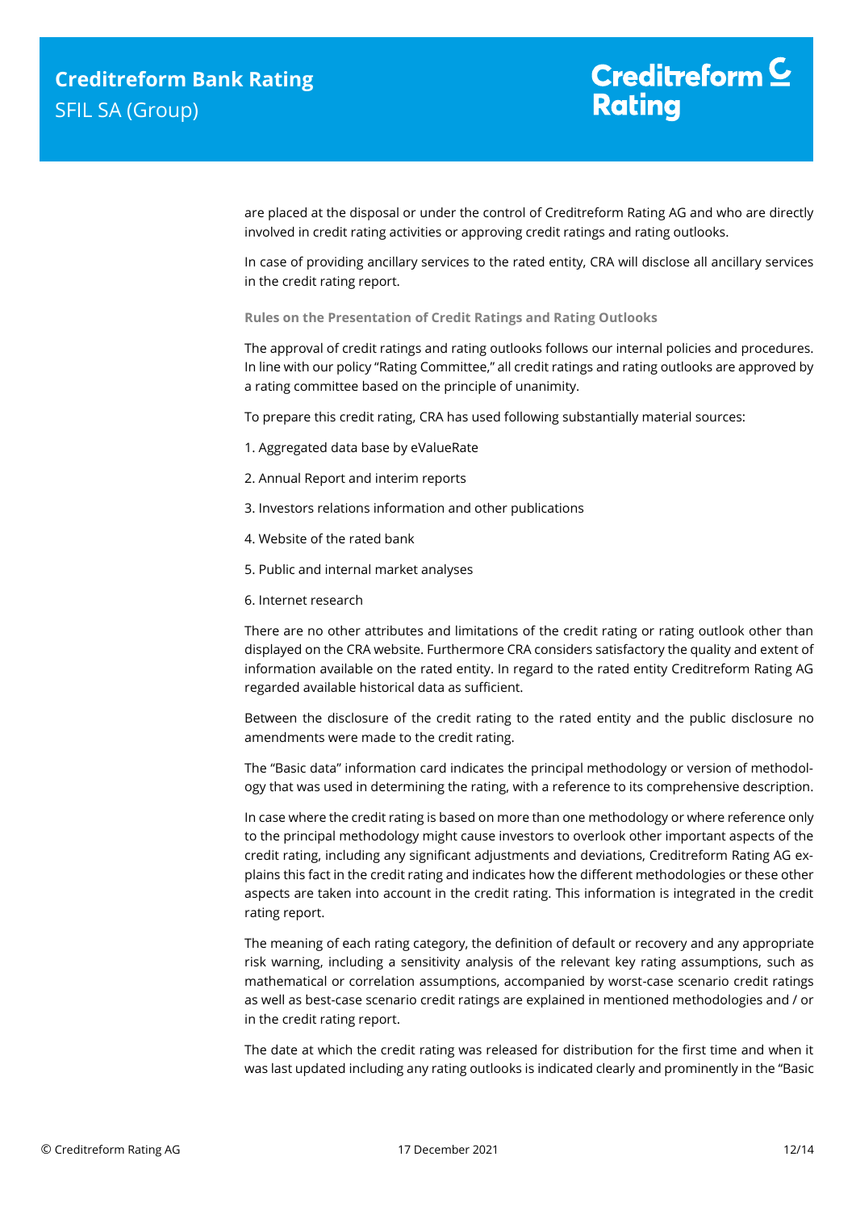are placed at the disposal or under the control of Creditreform Rating AG and who are directly involved in credit rating activities or approving credit ratings and rating outlooks.

In case of providing ancillary services to the rated entity, CRA will disclose all ancillary services in the credit rating report.

#### Rules on the Presentation of Credit Ratings and Rating Outlooks

The approval of credit ratings and rating outlooks follows our internal policies and procedures. In line with our policy "Rating Committee," all credit ratings and rating outlooks are approved by a rating committee based on the principle of unanimity.

To prepare this credit rating, CRA has used following substantially material sources:

1. Aggregated data base by eValueRate
2. Annual Report and interim reports
3. Investors relations information and other publications
4. Website of the rated bank
5. Public and internal market analyses
6. Internet research

There are no other attributes and limitations of the credit rating or rating outlook other than displayed on the CRA website. Furthermore CRA considers satisfactory the quality and extent of information available on the rated entity. In regard to the rated entity Creditreform Rating AG regarded available historical data as sufficient.

Between the disclosure of the credit rating to the rated entity and the public disclosure no amendments were made to the credit rating.

The "Basic data" information card indicates the principal methodology or version of methodology that was used in determining the rating, with a reference to its comprehensive description.

In case where the credit rating is based on more than one methodology or where reference only to the principal methodology might cause investors to overlook other important aspects of the credit rating, including any significant adjustments and deviations, Creditreform Rating AG explains this fact in the credit rating and indicates how the different methodologies or these other aspects are taken into account in the credit rating. This information is integrated in the credit rating report.

The meaning of each rating category, the definition of default or recovery and any appropriate risk warning, including a sensitivity analysis of the relevant key rating assumptions, such as mathematical or correlation assumptions, accompanied by worst-case scenario credit ratings as well as best-case scenario credit ratings are explained in mentioned methodologies and / or in the credit rating report.

The date at which the credit rating was released for distribution for the first time and when it was last updated including any rating outlooks is indicated clearly and prominently in the "Basic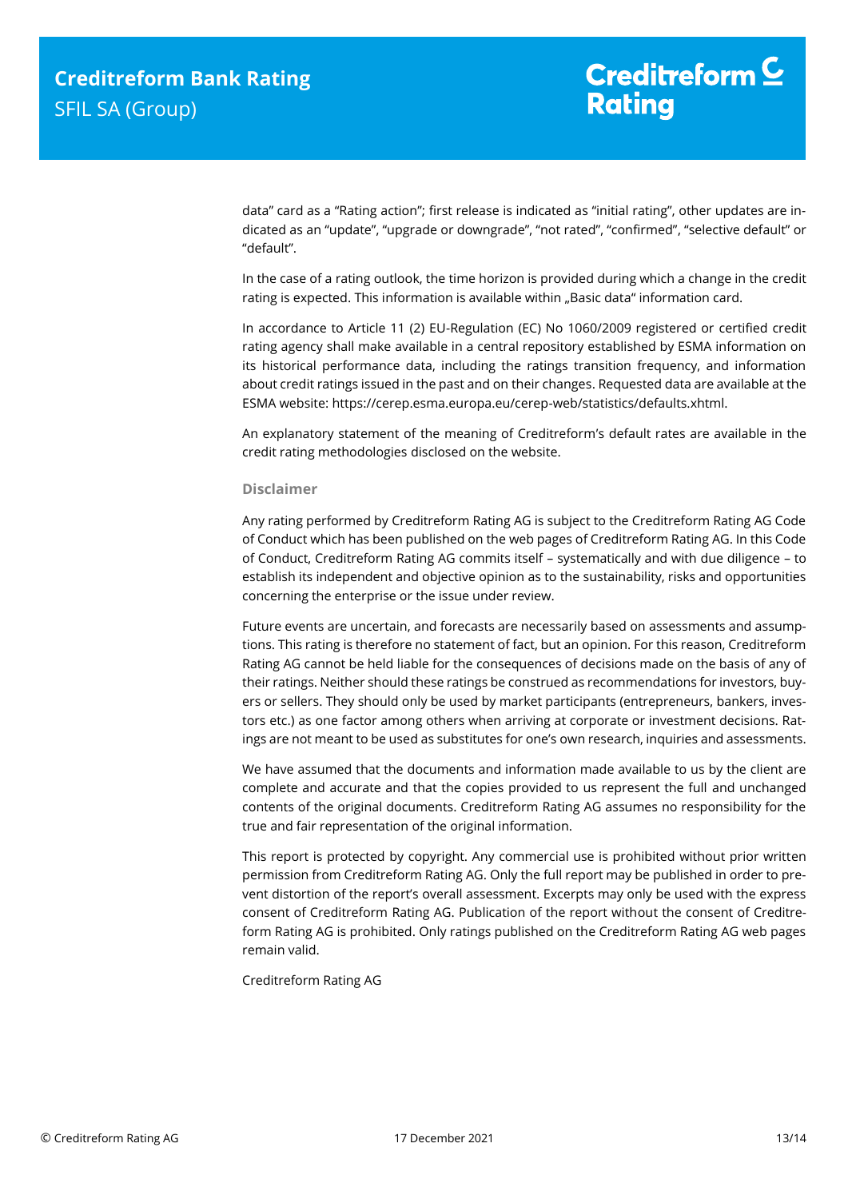data" card as a "Rating action"; first release is indicated as "initial rating", other updates are indicated as an "update", "upgrade or downgrade", "not rated", "confirmed", "selective default" or "default".

In the case of a rating outlook, the time horizon is provided during which a change in the credit rating is expected. This information is available within „Basic data" information card.

In accordance to Article 11 (2) EU-Regulation (EC) No 1060/2009 registered or certified credit rating agency shall make available in a central repository established by ESMA information on its historical performance data, including the ratings transition frequency, and information about credit ratings issued in the past and on their changes. Requested data are available at the ESMA website: https://cerep.esma.europa.eu/cerep-web/statistics/defaults.xhtml.

An explanatory statement of the meaning of Creditreform's default rates are available in the credit rating methodologies disclosed on the website.

### Disclaimer

Any rating performed by Creditreform Rating AG is subject to the Creditreform Rating AG Code of Conduct which has been published on the web pages of Creditreform Rating AG. In this Code of Conduct, Creditreform Rating AG commits itself – systematically and with due diligence – to establish its independent and objective opinion as to the sustainability, risks and opportunities concerning the enterprise or the issue under review.

Future events are uncertain, and forecasts are necessarily based on assessments and assumptions. This rating is therefore no statement of fact, but an opinion. For this reason, Creditreform Rating AG cannot be held liable for the consequences of decisions made on the basis of any of their ratings. Neither should these ratings be construed as recommendations for investors, buyers or sellers. They should only be used by market participants (entrepreneurs, bankers, investors etc.) as one factor among others when arriving at corporate or investment decisions. Ratings are not meant to be used as substitutes for one's own research, inquiries and assessments.

We have assumed that the documents and information made available to us by the client are complete and accurate and that the copies provided to us represent the full and unchanged contents of the original documents. Creditreform Rating AG assumes no responsibility for the true and fair representation of the original information.

This report is protected by copyright. Any commercial use is prohibited without prior written permission from Creditreform Rating AG. Only the full report may be published in order to prevent distortion of the report's overall assessment. Excerpts may only be used with the express consent of Creditreform Rating AG. Publication of the report without the consent of Creditreform Rating AG is prohibited. Only ratings published on the Creditreform Rating AG web pages remain valid.

Creditreform Rating AG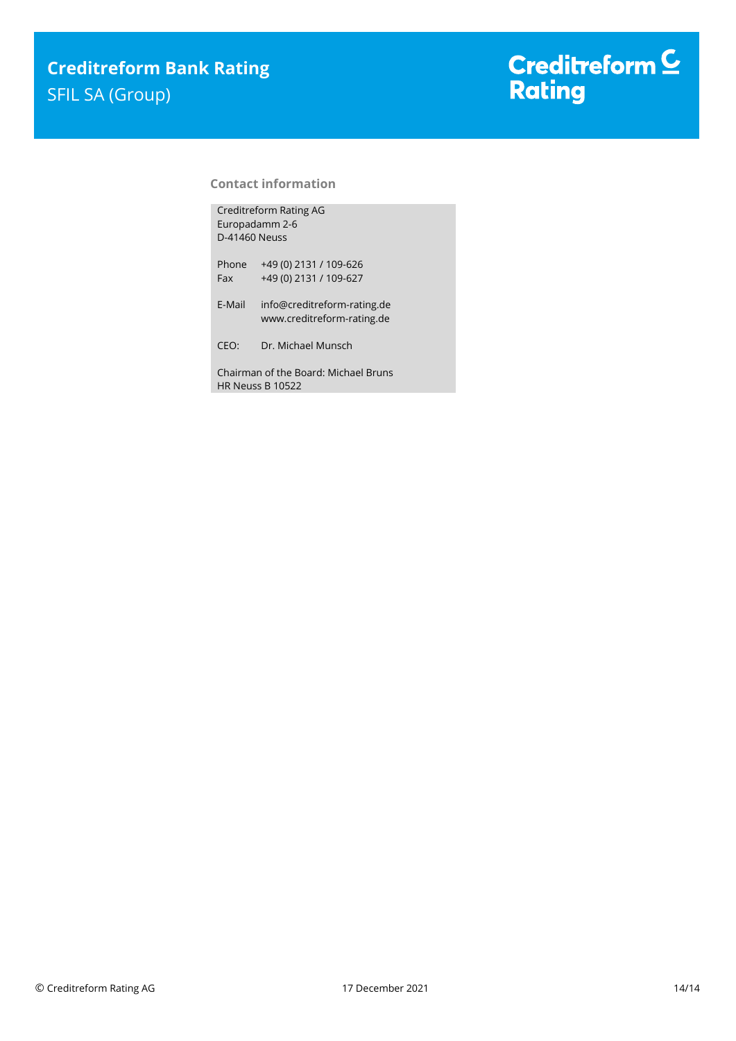### Contact information

Creditreform Rating AG
Europadamm 2-6
D-41460 Neuss

Phone +49 (0) 2131 / 109-626
Fax +49 (0) 2131 / 109-627

E-Mail info@creditreform-rating.de
www.creditreform-rating.de

CEO: Dr. Michael Munsch

Chairman of the Board: Michael Bruns
HR Neuss B 10522